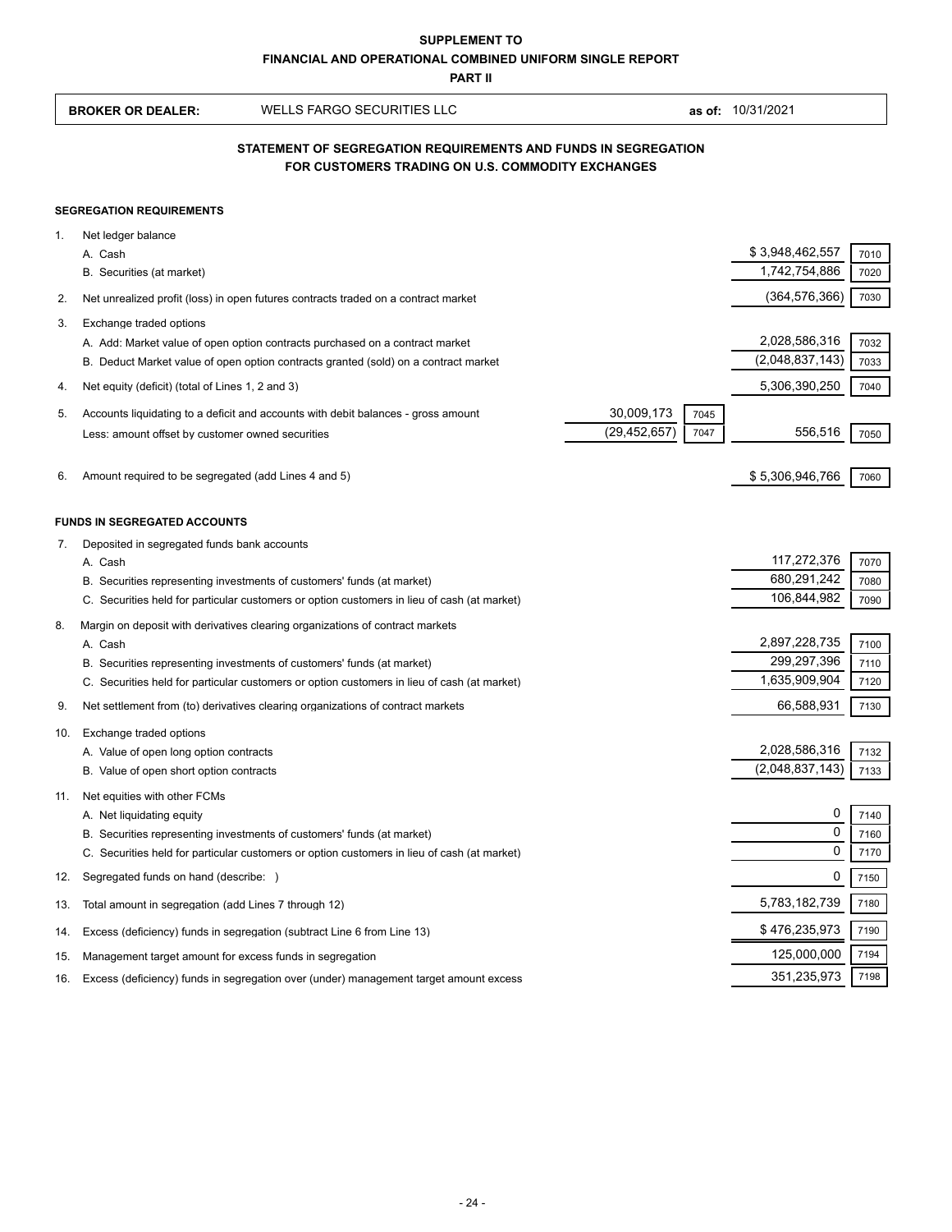**SUPPLEMENT TO**

**FINANCIAL AND OPERATIONAL COMBINED UNIFORM SINGLE REPORT**

**PART II**

| **BROKER OR DEALER:** | WELLS FARGO SECURITIES LLC | **as of:** 10/31/2021 |
|---|---|---|

## STATEMENT OF SEGREGATION REQUIREMENTS AND FUNDS IN SEGREGATION FOR CUSTOMERS TRADING ON U.S. COMMODITY EXCHANGES

### SEGREGATION REQUIREMENTS

| | | | | | |
|---|---|---|---|---|---|
| 1. | Net ledger balance | | | | |
| | A. Cash | | | $ 3,948,462,557 | 7010 |
| | B. Securities (at market) | | | 1,742,754,886 | 7020 |
| 2. | Net unrealized profit (loss) in open futures contracts traded on a contract market | | | (364,576,366) | 7030 |
| 3. | Exchange traded options | | | | |
| | A. Add: Market value of open option contracts purchased on a contract market | | | 2,028,586,316 | 7032 |
| | B. Deduct Market value of open option contracts granted (sold) on a contract market | | | (2,048,837,143) | 7033 |
| 4. | Net equity (deficit) (total of Lines 1, 2 and 3) | | | 5,306,390,250 | 7040 |
| 5. | Accounts liquidating to a deficit and accounts with debit balances - gross amount | 30,009,173 | 7045 | | |
| | Less: amount offset by customer owned securities | (29,452,657) | 7047 | 556,516 | 7050 |
| 6. | Amount required to be segregated (add Lines 4 and 5) | | | $ 5,306,946,766 | 7060 |

### FUNDS IN SEGREGATED ACCOUNTS

| | | | |
|---|---|---|---|
| 7. | Deposited in segregated funds bank accounts | | |
| | A. Cash | 117,272,376 | 7070 |
| | B. Securities representing investments of customers' funds (at market) | 680,291,242 | 7080 |
| | C. Securities held for particular customers or option customers in lieu of cash (at market) | 106,844,982 | 7090 |
| 8. | Margin on deposit with derivatives clearing organizations of contract markets | | |
| | A. Cash | 2,897,228,735 | 7100 |
| | B. Securities representing investments of customers' funds (at market) | 299,297,396 | 7110 |
| | C. Securities held for particular customers or option customers in lieu of cash (at market) | 1,635,909,904 | 7120 |
| 9. | Net settlement from (to) derivatives clearing organizations of contract markets | 66,588,931 | 7130 |
| 10. | Exchange traded options | | |
| | A. Value of open long option contracts | 2,028,586,316 | 7132 |
| | B. Value of open short option contracts | (2,048,837,143) | 7133 |
| 11. | Net equities with other FCMs | | |
| | A. Net liquidating equity | 0 | 7140 |
| | B. Securities representing investments of customers' funds (at market) | 0 | 7160 |
| | C. Securities held for particular customers or option customers in lieu of cash (at market) | 0 | 7170 |
| 12. | Segregated funds on hand (describe: ) | 0 | 7150 |
| 13. | Total amount in segregation (add Lines 7 through 12) | 5,783,182,739 | 7180 |
| 14. | Excess (deficiency) funds in segregation (subtract Line 6 from Line 13) | $ 476,235,973 | 7190 |
| 15. | Management target amount for excess funds in segregation | 125,000,000 | 7194 |
| 16. | Excess (deficiency) funds in segregation over (under) management target amount excess | 351,235,973 | 7198 |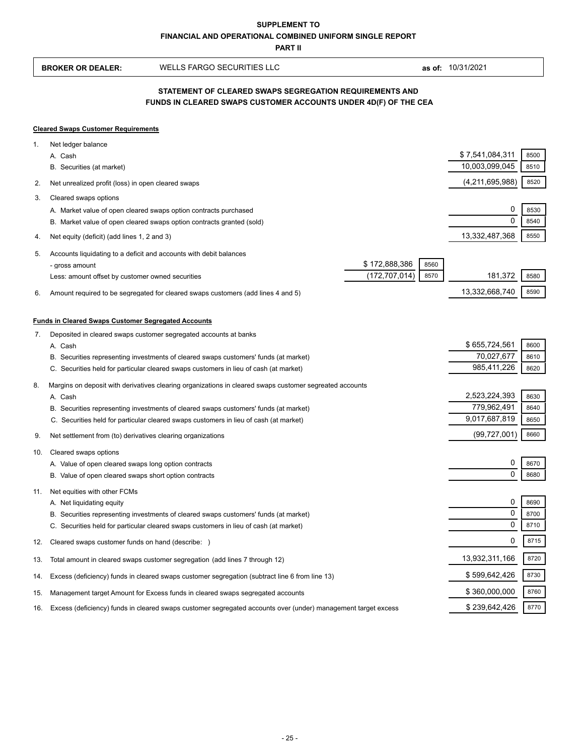**SUPPLEMENT TO**
**FINANCIAL AND OPERATIONAL COMBINED UNIFORM SINGLE REPORT**
**PART II**

| **BROKER OR DEALER:** | WELLS FARGO SECURITIES LLC | **as of:** 10/31/2021 |
|---|---|---|

## STATEMENT OF CLEARED SWAPS SEGREGATION REQUIREMENTS AND FUNDS IN CLEARED SWAPS CUSTOMER ACCOUNTS UNDER 4D(F) OF THE CEA

**Cleared Swaps Customer Requirements**

| | | | | | | |
|---|---|---|---|---|---|---|
| 1. | Net ledger balance | | | | | |
| | A. Cash | | | | $ 7,541,084,311 | 8500 |
| | B. Securities (at market) | | | | 10,003,099,045 | 8510 |
| 2. | Net unrealized profit (loss) in open cleared swaps | | | | (4,211,695,988) | 8520 |
| 3. | Cleared swaps options | | | | | |
| | A. Market value of open cleared swaps option contracts purchased | | | | 0 | 8530 |
| | B. Market value of open cleared swaps option contracts granted (sold) | | | | 0 | 8540 |
| 4. | Net equity (deficit) (add lines 1, 2 and 3) | | | | 13,332,487,368 | 8550 |
| 5. | Accounts liquidating to a deficit and accounts with debit balances | | | | | |
| | - gross amount | $ 172,888,386 | 8560 | | | |
| | Less: amount offset by customer owned securities | (172,707,014) | 8570 | | 181,372 | 8580 |
| 6. | Amount required to be segregated for cleared swaps customers (add lines 4 and 5) | | | | 13,332,668,740 | 8590 |

**Funds in Cleared Swaps Customer Segregated Accounts**

| | | | |
|---|---|---|---|
| 7. | Deposited in cleared swaps customer segregated accounts at banks | | |
| | A. Cash | $ 655,724,561 | 8600 |
| | B. Securities representing investments of cleared swaps customers' funds (at market) | 70,027,677 | 8610 |
| | C. Securities held for particular cleared swaps customers in lieu of cash (at market) | 985,411,226 | 8620 |
| 8. | Margins on deposit with derivatives clearing organizations in cleared swaps customer segreated accounts | | |
| | A. Cash | 2,523,224,393 | 8630 |
| | B. Securities representing investments of cleared swaps customers' funds (at market) | 779,962,491 | 8640 |
| | C. Securities held for particular cleared swaps customers in lieu of cash (at market) | 9,017,687,819 | 8650 |
| 9. | Net settlement from (to) derivatives clearing organizations | (99,727,001) | 8660 |
| 10. | Cleared swaps options | | |
| | A. Value of open cleared swaps long option contracts | 0 | 8670 |
| | B. Value of open cleared swaps short option contracts | 0 | 8680 |
| 11. | Net equities with other FCMs | | |
| | A. Net liquidating equity | 0 | 8690 |
| | B. Securities representing investments of cleared swaps customers' funds (at market) | 0 | 8700 |
| | C. Securities held for particular cleared swaps customers in lieu of cash (at market) | 0 | 8710 |
| 12. | Cleared swaps customer funds on hand (describe: ) | 0 | 8715 |
| 13. | Total amount in cleared swaps customer segregation (add lines 7 through 12) | 13,932,311,166 | 8720 |
| 14. | Excess (deficiency) funds in cleared swaps customer segregation (subtract line 6 from line 13) | $ 599,642,426 | 8730 |
| 15. | Management target Amount for Excess funds in cleared swaps segregated accounts | $ 360,000,000 | 8760 |
| 16. | Excess (deficiency) funds in cleared swaps customer segregated accounts over (under) management target excess | $ 239,642,426 | 8770 |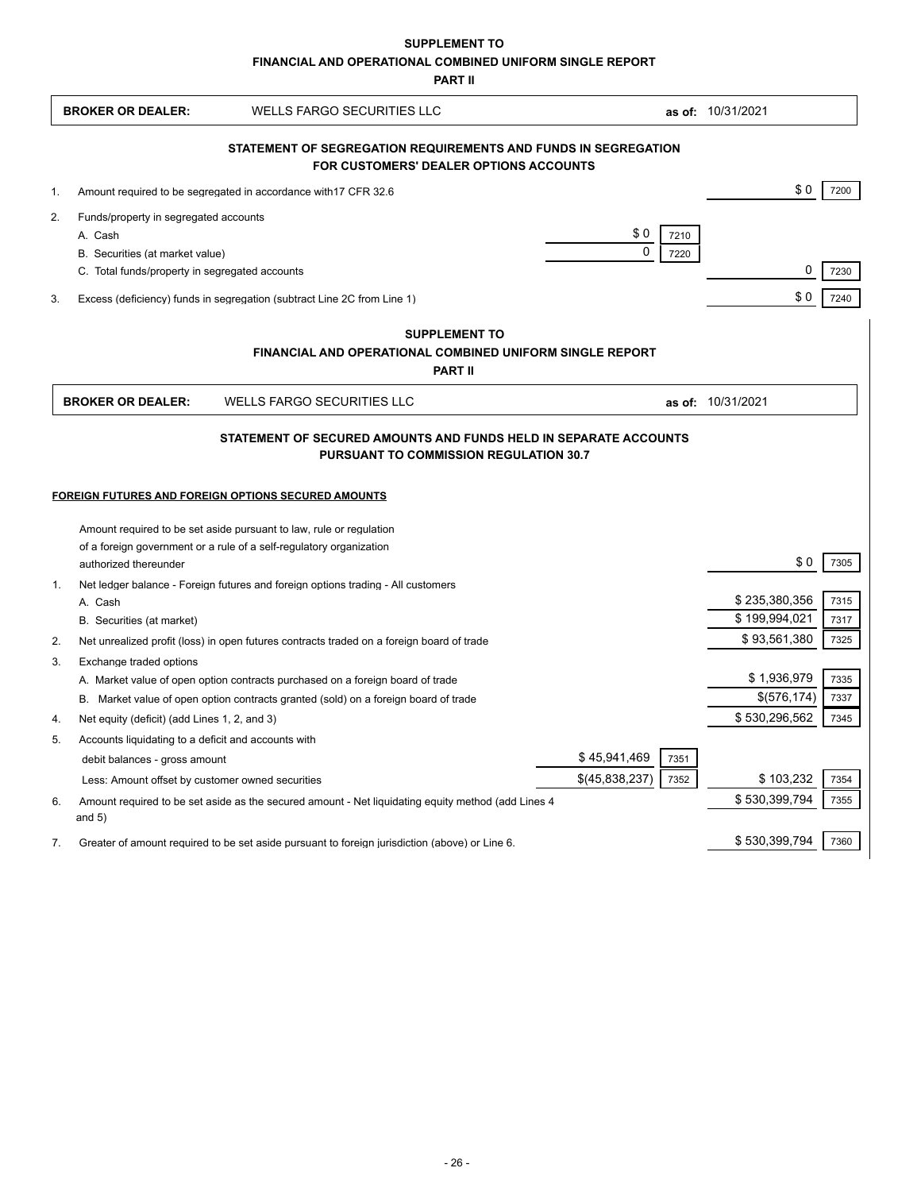## SUPPLEMENT TO
## FINANCIAL AND OPERATIONAL COMBINED UNIFORM SINGLE REPORT
## PART II

**BROKER OR DEALER:** WELLS FARGO SECURITIES LLC **as of:** 10/31/2021

### STATEMENT OF SEGREGATION REQUIREMENTS AND FUNDS IN SEGREGATION FOR CUSTOMERS' DEALER OPTIONS ACCOUNTS

| | | | | | |
|---|---|---|---|---|---|
| 1. | Amount required to be segregated in accordance with17 CFR 32.6 | | | $ 0 | 7200 |
| 2. | Funds/property in segregated accounts | | | | |
| | A. Cash | $ 0 | 7210 | | |
| | B. Securities (at market value) | 0 | 7220 | | |
| | C. Total funds/property in segregated accounts | | | 0 | 7230 |
| 3. | Excess (deficiency) funds in segregation (subtract Line 2C from Line 1) | | | $ 0 | 7240 |

## SUPPLEMENT TO
## FINANCIAL AND OPERATIONAL COMBINED UNIFORM SINGLE REPORT
## PART II

**BROKER OR DEALER:** WELLS FARGO SECURITIES LLC **as of:** 10/31/2021

### STATEMENT OF SECURED AMOUNTS AND FUNDS HELD IN SEPARATE ACCOUNTS PURSUANT TO COMMISSION REGULATION 30.7

**FOREIGN FUTURES AND FOREIGN OPTIONS SECURED AMOUNTS**

| | | | | | |
|---|---|---|---|---|---|
| | Amount required to be set aside pursuant to law, rule or regulation of a foreign government or a rule of a self-regulatory organization authorized thereunder | | | $ 0 | 7305 |
| 1. | Net ledger balance - Foreign futures and foreign options trading - All customers | | | | |
| | A. Cash | | | $ 235,380,356 | 7315 |
| | B. Securities (at market) | | | $ 199,994,021 | 7317 |
| 2. | Net unrealized profit (loss) in open futures contracts traded on a foreign board of trade | | | $ 93,561,380 | 7325 |
| 3. | Exchange traded options | | | | |
| | A. Market value of open option contracts purchased on a foreign board of trade | | | $ 1,936,979 | 7335 |
| | B. Market value of open option contracts granted (sold) on a foreign board of trade | | | $(576,174) | 7337 |
| 4. | Net equity (deficit) (add Lines 1, 2, and 3) | | | $ 530,296,562 | 7345 |
| 5. | Accounts liquidating to a deficit and accounts with | | | | |
| | debit balances - gross amount | $ 45,941,469 | 7351 | | |
| | Less: Amount offset by customer owned securities | $(45,838,237) | 7352 | $ 103,232 | 7354 |
| 6. | Amount required to be set aside as the secured amount - Net liquidating equity method (add Lines 4 and 5) | | | $ 530,399,794 | 7355 |
| 7. | Greater of amount required to be set aside pursuant to foreign jurisdiction (above) or Line 6. | | | $ 530,399,794 | 7360 |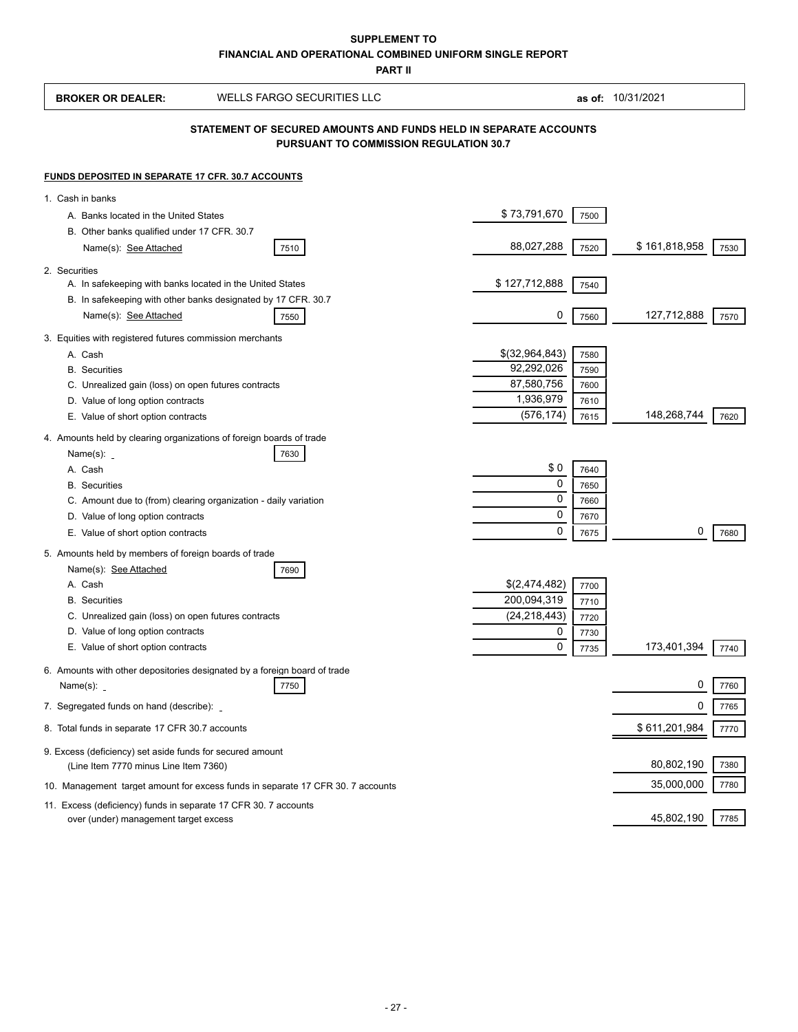**SUPPLEMENT TO**
**FINANCIAL AND OPERATIONAL COMBINED UNIFORM SINGLE REPORT**
**PART II**

**BROKER OR DEALER:** WELLS FARGO SECURITIES LLC **as of:** 10/31/2021

## STATEMENT OF SECURED AMOUNTS AND FUNDS HELD IN SEPARATE ACCOUNTS PURSUANT TO COMMISSION REGULATION 30.7

**FUNDS DEPOSITED IN SEPARATE 17 CFR. 30.7 ACCOUNTS**

| | | | | |
|---|---|---|---|---|
| 1. Cash in banks | | | | |
| A. Banks located in the United States | $ 73,791,670 | 7500 | | |
| B. Other banks qualified under 17 CFR. 30.7 Name(s): See Attached [7510] | 88,027,288 | 7520 | $ 161,818,958 | 7530 |
| 2. Securities | | | | |
| A. In safekeeping with banks located in the United States | $ 127,712,888 | 7540 | | |
| B. In safekeeping with other banks designated by 17 CFR. 30.7 Name(s): See Attached [7550] | 0 | 7560 | 127,712,888 | 7570 |
| 3. Equities with registered futures commission merchants | | | | |
| A. Cash | $(32,964,843) | 7580 | | |
| B. Securities | 92,292,026 | 7590 | | |
| C. Unrealized gain (loss) on open futures contracts | 87,580,756 | 7600 | | |
| D. Value of long option contracts | 1,936,979 | 7610 | | |
| E. Value of short option contracts | (576,174) | 7615 | 148,268,744 | 7620 |
| 4. Amounts held by clearing organizations of foreign boards of trade Name(s): [7630] | | | | |
| A. Cash | $ 0 | 7640 | | |
| B. Securities | 0 | 7650 | | |
| C. Amount due to (from) clearing organization - daily variation | 0 | 7660 | | |
| D. Value of long option contracts | 0 | 7670 | | |
| E. Value of short option contracts | 0 | 7675 | 0 | 7680 |
| 5. Amounts held by members of foreign boards of trade Name(s): See Attached [7690] | | | | |
| A. Cash | $(2,474,482) | 7700 | | |
| B. Securities | 200,094,319 | 7710 | | |
| C. Unrealized gain (loss) on open futures contracts | (24,218,443) | 7720 | | |
| D. Value of long option contracts | 0 | 7730 | | |
| E. Value of short option contracts | 0 | 7735 | 173,401,394 | 7740 |
| 6. Amounts with other depositories designated by a foreign board of trade Name(s): [7750] | | | 0 | 7760 |
| 7. Segregated funds on hand (describe): | | | 0 | 7765 |
| 8. Total funds in separate 17 CFR 30.7 accounts | | | $ 611,201,984 | 7770 |
| 9. Excess (deficiency) set aside funds for secured amount (Line Item 7770 minus Line Item 7360) | | | 80,802,190 | 7380 |
| 10. Management target amount for excess funds in separate 17 CFR 30. 7 accounts | | | 35,000,000 | 7780 |
| 11. Excess (deficiency) funds in separate 17 CFR 30. 7 accounts over (under) management target excess | | | 45,802,190 | 7785 |